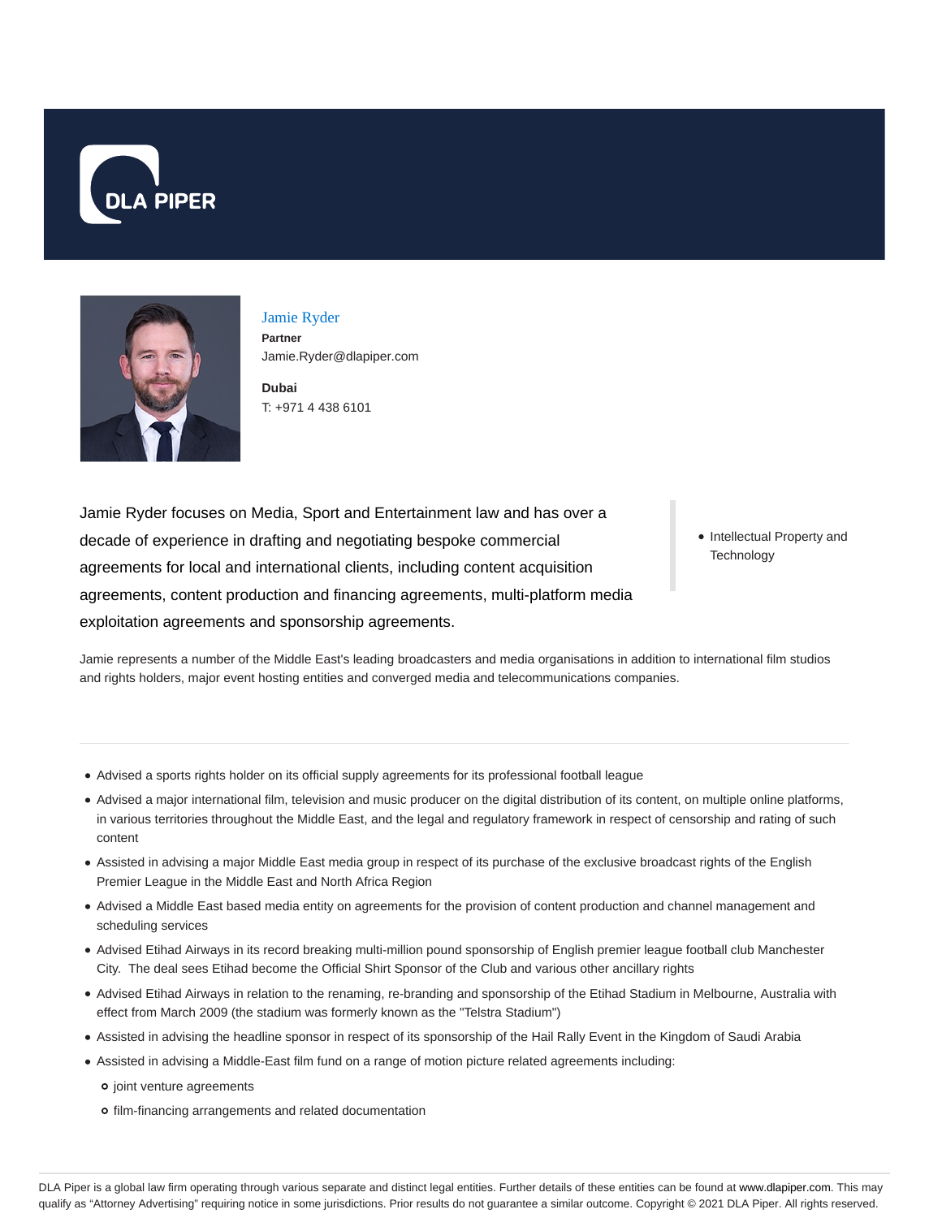DLA PIPER

# Jamie Ryder

**Partner**

Jamie.Ryder@dlapiper.com

**Dubai**

T: +971 4 438 6101

Jamie Ryder focuses on Media, Sport and Entertainment law and has over a decade of experience in drafting and negotiating bespoke commercial agreements for local and international clients, including content acquisition agreements, content production and financing agreements, multi-platform media exploitation agreements and sponsorship agreements.

- Intellectual Property and Technology

Jamie represents a number of the Middle East's leading broadcasters and media organisations in addition to international film studios and rights holders, major event hosting entities and converged media and telecommunications companies.

- Advised a sports rights holder on its official supply agreements for its professional football league
- Advised a major international film, television and music producer on the digital distribution of its content, on multiple online platforms, in various territories throughout the Middle East, and the legal and regulatory framework in respect of censorship and rating of such content
- Assisted in advising a major Middle East media group in respect of its purchase of the exclusive broadcast rights of the English Premier League in the Middle East and North Africa Region
- Advised a Middle East based media entity on agreements for the provision of content production and channel management and scheduling services
- Advised Etihad Airways in its record breaking multi-million pound sponsorship of English premier league football club Manchester City. The deal sees Etihad become the Official Shirt Sponsor of the Club and various other ancillary rights
- Advised Etihad Airways in relation to the renaming, re-branding and sponsorship of the Etihad Stadium in Melbourne, Australia with effect from March 2009 (the stadium was formerly known as the "Telstra Stadium")
- Assisted in advising the headline sponsor in respect of its sponsorship of the Hail Rally Event in the Kingdom of Saudi Arabia
- Assisted in advising a Middle-East film fund on a range of motion picture related agreements including:
  - joint venture agreements
  - film-financing arrangements and related documentation

DLA Piper is a global law firm operating through various separate and distinct legal entities. Further details of these entities can be found at www.dlapiper.com. This may qualify as "Attorney Advertising" requiring notice in some jurisdictions. Prior results do not guarantee a similar outcome. Copyright © 2021 DLA Piper. All rights reserved.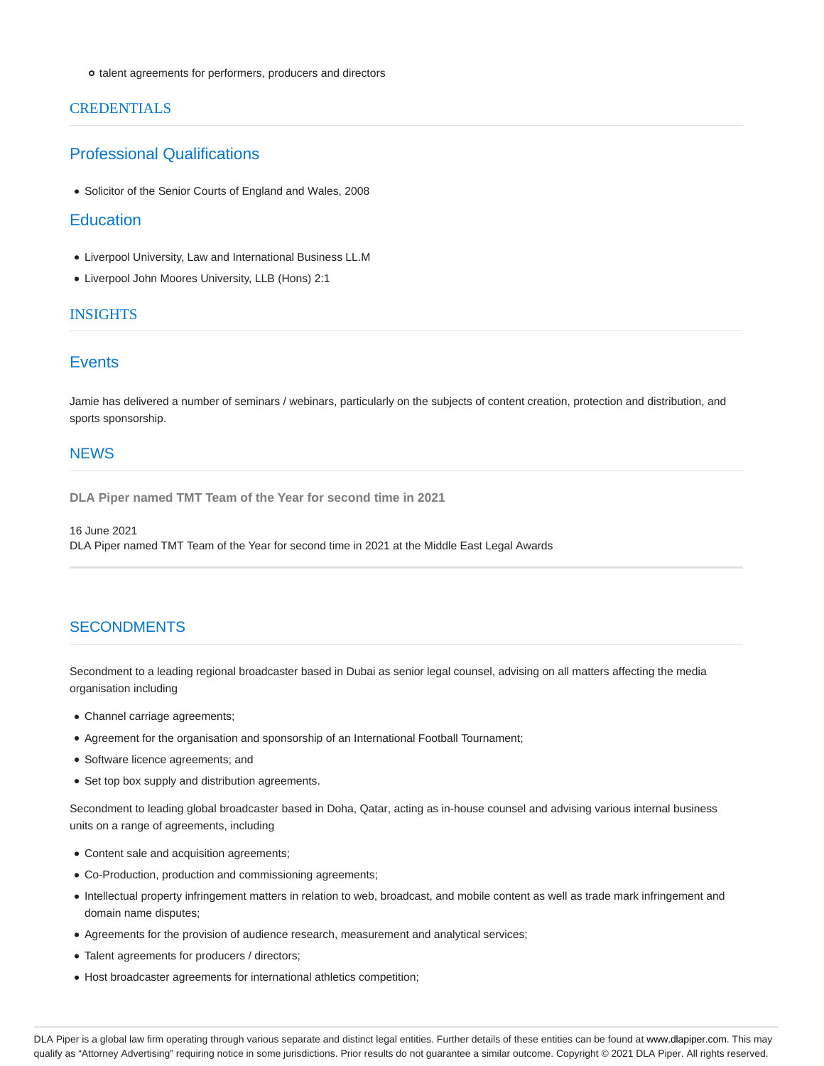- talent agreements for performers, producers and directors

## CREDENTIALS

### Professional Qualifications

- Solicitor of the Senior Courts of England and Wales, 2008

### Education

- Liverpool University, Law and International Business LL.M
- Liverpool John Moores University, LLB (Hons) 2:1

## INSIGHTS

### Events

Jamie has delivered a number of seminars / webinars, particularly on the subjects of content creation, protection and distribution, and sports sponsorship.

## NEWS

**DLA Piper named TMT Team of the Year for second time in 2021**

16 June 2021
DLA Piper named TMT Team of the Year for second time in 2021 at the Middle East Legal Awards

## SECONDMENTS

Secondment to a leading regional broadcaster based in Dubai as senior legal counsel, advising on all matters affecting the media organisation including

- Channel carriage agreements;
- Agreement for the organisation and sponsorship of an International Football Tournament;
- Software licence agreements; and
- Set top box supply and distribution agreements.

Secondment to leading global broadcaster based in Doha, Qatar, acting as in-house counsel and advising various internal business units on a range of agreements, including

- Content sale and acquisition agreements;
- Co-Production, production and commissioning agreements;
- Intellectual property infringement matters in relation to web, broadcast, and mobile content as well as trade mark infringement and domain name disputes;
- Agreements for the provision of audience research, measurement and analytical services;
- Talent agreements for producers / directors;
- Host broadcaster agreements for international athletics competition;

DLA Piper is a global law firm operating through various separate and distinct legal entities. Further details of these entities can be found at www.dlapiper.com. This may qualify as "Attorney Advertising" requiring notice in some jurisdictions. Prior results do not guarantee a similar outcome. Copyright © 2021 DLA Piper. All rights reserved.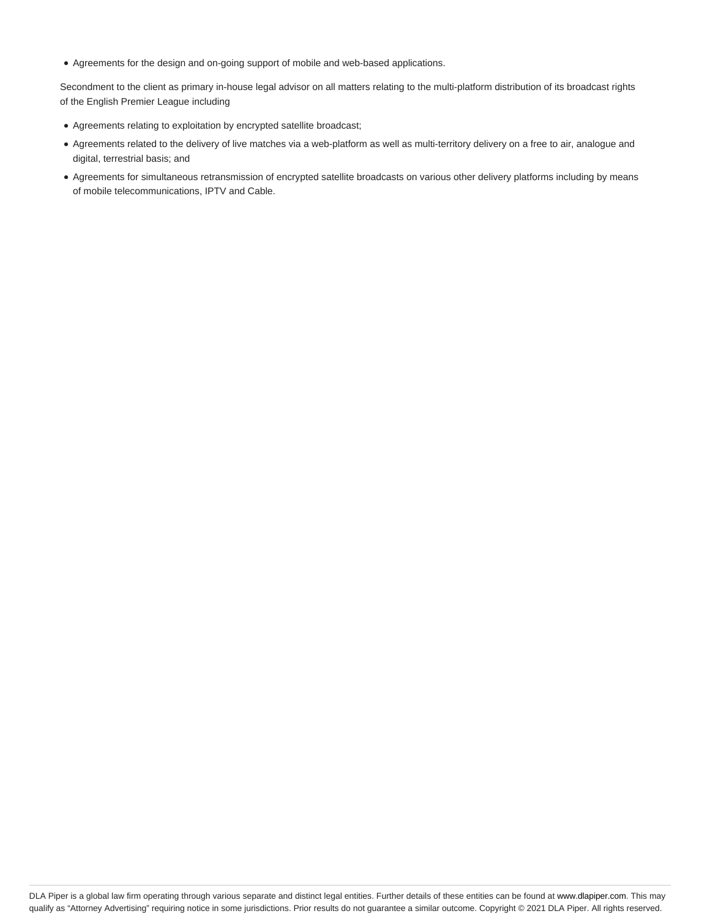- Agreements for the design and on-going support of mobile and web-based applications.

Secondment to the client as primary in-house legal advisor on all matters relating to the multi-platform distribution of its broadcast rights of the English Premier League including

- Agreements relating to exploitation by encrypted satellite broadcast;
- Agreements related to the delivery of live matches via a web-platform as well as multi-territory delivery on a free to air, analogue and digital, terrestrial basis; and
- Agreements for simultaneous retransmission of encrypted satellite broadcasts on various other delivery platforms including by means of mobile telecommunications, IPTV and Cable.